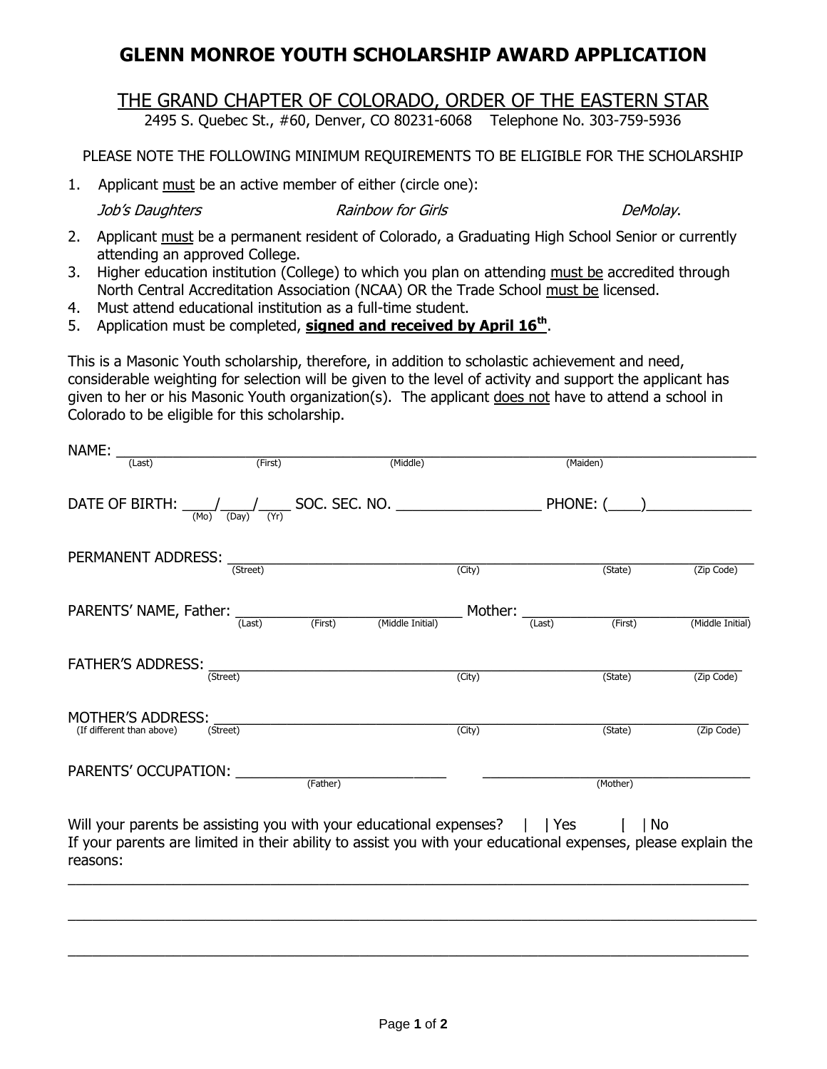# GLENN MONROE YOUTH SCHOLARSHIP AWARD APPLICATION

## THE GRAND CHAPTER OF COLORADO, ORDER OF THE EASTERN STAR

2495 S. Quebec St., #60, Denver, CO 80231-6068 Telephone No. 303-759-5936

PLEASE NOTE THE FOLLOWING MINIMUM REQUIREMENTS TO BE ELIGIBLE FOR THE SCHOLARSHIP

1. Applicant must be an active member of either (circle one):

   *Job's Daughters* *Rainbow for Girls* *DeMolay*.

2. Applicant must be a permanent resident of Colorado, a Graduating High School Senior or currently attending an approved College.
3. Higher education institution (College) to which you plan on attending must be accredited through North Central Accreditation Association (NCAA) OR the Trade School must be licensed.
4. Must attend educational institution as a full-time student.
5. Application must be completed, **signed and received by April 16th**.

This is a Masonic Youth scholarship, therefore, in addition to scholastic achievement and need, considerable weighting for selection will be given to the level of activity and support the applicant has given to her or his Masonic Youth organization(s). The applicant does not have to attend a school in Colorado to be eligible for this scholarship.

NAME: ______________________________________________________________________
(Last) (First) (Middle) (Maiden)

DATE OF BIRTH: ____/____/____ SOC. SEC. NO. __________________ PHONE: (____)_____________
(Mo) (Day) (Yr)

PERMANENT ADDRESS: ________________________________________________________________
(Street) (City) (State) (Zip Code)

PARENTS' NAME, Father: ____________________________ Mother: ____________________________
(Last) (First) (Middle Initial) (Last) (First) (Middle Initial)

FATHER'S ADDRESS: _________________________________________________________________
(Street) (City) (State) (Zip Code)

MOTHER'S ADDRESS: _________________________________________________________________
(If different than above) (Street) (City) (State) (Zip Code)

PARENTS' OCCUPATION: ___________________________ ___________________________________
(Father) (Mother)

Will your parents be assisting you with your educational expenses? [ ] Yes [ ] No

If your parents are limited in their ability to assist you with your educational expenses, please explain the reasons:

_____________________________________________________________________________________

_____________________________________________________________________________________

_____________________________________________________________________________________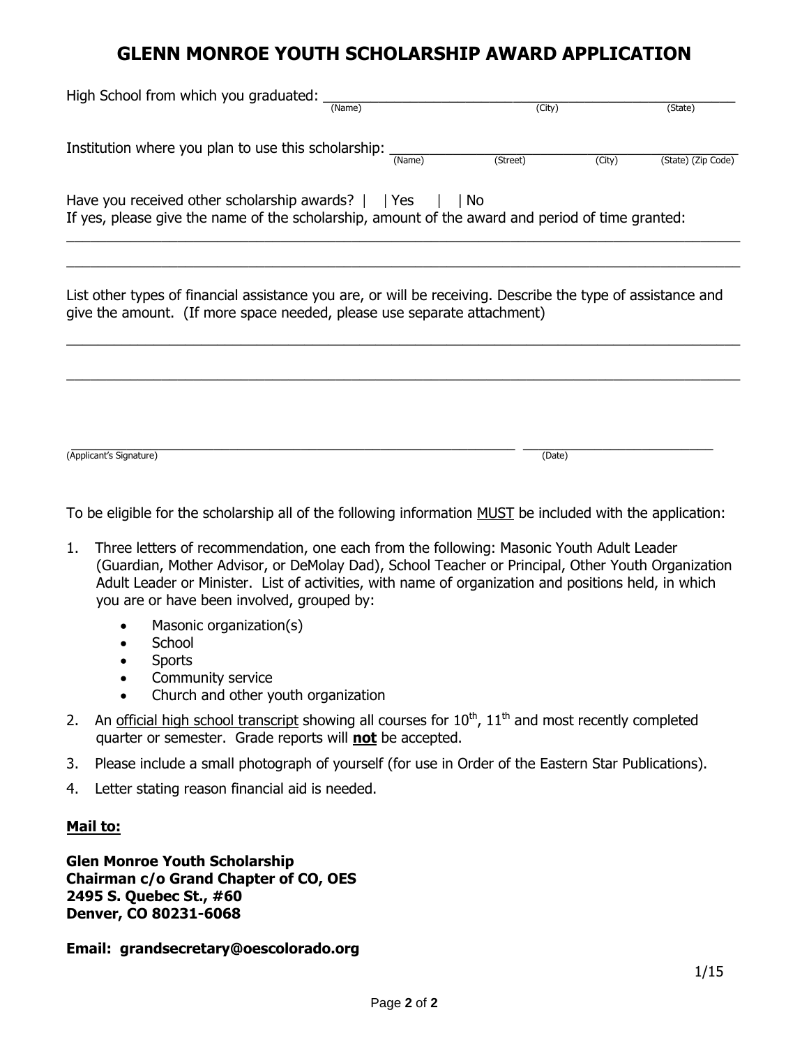# GLENN MONROE YOUTH SCHOLARSHIP AWARD APPLICATION

High School from which you graduated: \_\_\_\_\_\_\_\_\_\_\_\_\_\_\_\_\_\_\_\_\_\_\_\_\_\_\_\_\_\_\_\_\_\_\_\_\_\_\_\_\_\_\_\_\_\_\_\_
(Name) (City) (State)

Institution where you plan to use this scholarship: \_\_\_\_\_\_\_\_\_\_\_\_\_\_\_\_\_\_\_\_\_\_\_\_\_\_\_\_\_\_\_\_\_\_\_\_\_\_\_\_\_\_\_\_\_\_
(Name) (Street) (City) (State) (Zip Code)

Have you received other scholarship awards? | | Yes | | No

If yes, please give the name of the scholarship, amount of the award and period of time granted:

\_\_\_\_\_\_\_\_\_\_\_\_\_\_\_\_\_\_\_\_\_\_\_\_\_\_\_\_\_\_\_\_\_\_\_\_\_\_\_\_\_\_\_\_\_\_\_\_\_\_\_\_\_\_\_\_\_\_\_\_\_\_\_\_\_\_\_\_\_\_\_\_\_\_\_\_\_\_\_\_\_\_

\_\_\_\_\_\_\_\_\_\_\_\_\_\_\_\_\_\_\_\_\_\_\_\_\_\_\_\_\_\_\_\_\_\_\_\_\_\_\_\_\_\_\_\_\_\_\_\_\_\_\_\_\_\_\_\_\_\_\_\_\_\_\_\_\_\_\_\_\_\_\_\_\_\_\_\_\_\_\_\_\_\_

List other types of financial assistance you are, or will be receiving. Describe the type of assistance and give the amount. (If more space needed, please use separate attachment)

\_\_\_\_\_\_\_\_\_\_\_\_\_\_\_\_\_\_\_\_\_\_\_\_\_\_\_\_\_\_\_\_\_\_\_\_\_\_\_\_\_\_\_\_\_\_\_\_\_\_\_\_\_\_\_\_\_\_\_\_\_\_\_\_\_\_\_\_\_\_\_\_\_\_\_\_\_\_\_\_\_\_

\_\_\_\_\_\_\_\_\_\_\_\_\_\_\_\_\_\_\_\_\_\_\_\_\_\_\_\_\_\_\_\_\_\_\_\_\_\_\_\_\_\_\_\_\_\_\_\_\_\_\_\_\_\_\_\_\_\_\_\_\_\_\_\_\_\_\_\_\_\_\_\_\_\_\_\_\_\_\_\_\_\_

\_\_\_\_\_\_\_\_\_\_\_\_\_\_\_\_\_\_\_\_\_\_\_\_\_\_\_\_\_\_\_\_\_\_\_\_\_\_\_\_\_\_\_\_\_\_\_\_\_\_\_\_ \_\_\_\_\_\_\_\_\_\_\_\_\_\_\_\_\_\_\_\_\_\_\_\_
(Applicant's Signature) (Date)

To be eligible for the scholarship all of the following information MUST be included with the application:

1. Three letters of recommendation, one each from the following: Masonic Youth Adult Leader (Guardian, Mother Advisor, or DeMolay Dad), School Teacher or Principal, Other Youth Organization Adult Leader or Minister. List of activities, with name of organization and positions held, in which you are or have been involved, grouped by:
   - Masonic organization(s)
   - School
   - Sports
   - Community service
   - Church and other youth organization
2. An official high school transcript showing all courses for 10th, 11th and most recently completed quarter or semester. Grade reports will **not** be accepted.
3. Please include a small photograph of yourself (for use in Order of the Eastern Star Publications).
4. Letter stating reason financial aid is needed.

**Mail to:**

**Glen Monroe Youth Scholarship**
**Chairman c/o Grand Chapter of CO, OES**
**2495 S. Quebec St., #60**
**Denver, CO 80231-6068**

**Email: grandsecretary@oescolorado.org**

1/15